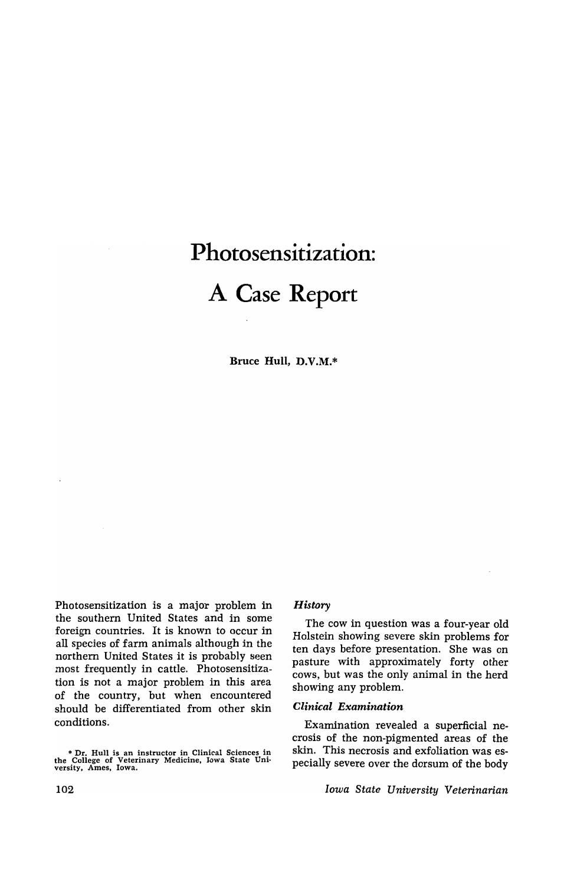# Photosensitization:

# A Case Report

**Bruce Hull, D.V.M.***

Photosensitization is a major problem in the southern United States and in some foreign countries. It is known to occur in all species of farm animals although in the northern United States it is probably seen most frequently in cattle. Photosensitization is not a major problem in this area of the country, but when encountered should be differentiated from other skin conditions.

\* Dr. Hull is an instructor in Clinical Sciences in the College of Veterinary Medicine, Iowa State University, Ames, Iowa.

### *History*

The cow in question was a four-year old Holstein showing severe skin problems for ten days before presentation. She was on pasture with approximately forty other cows, but was the only animal in the herd showing any problem.

### *Clinical Examination*

Examination revealed a superficial necrosis of the non-pigmented areas of the skin. This necrosis and exfoliation was especially severe over the dorsum of the body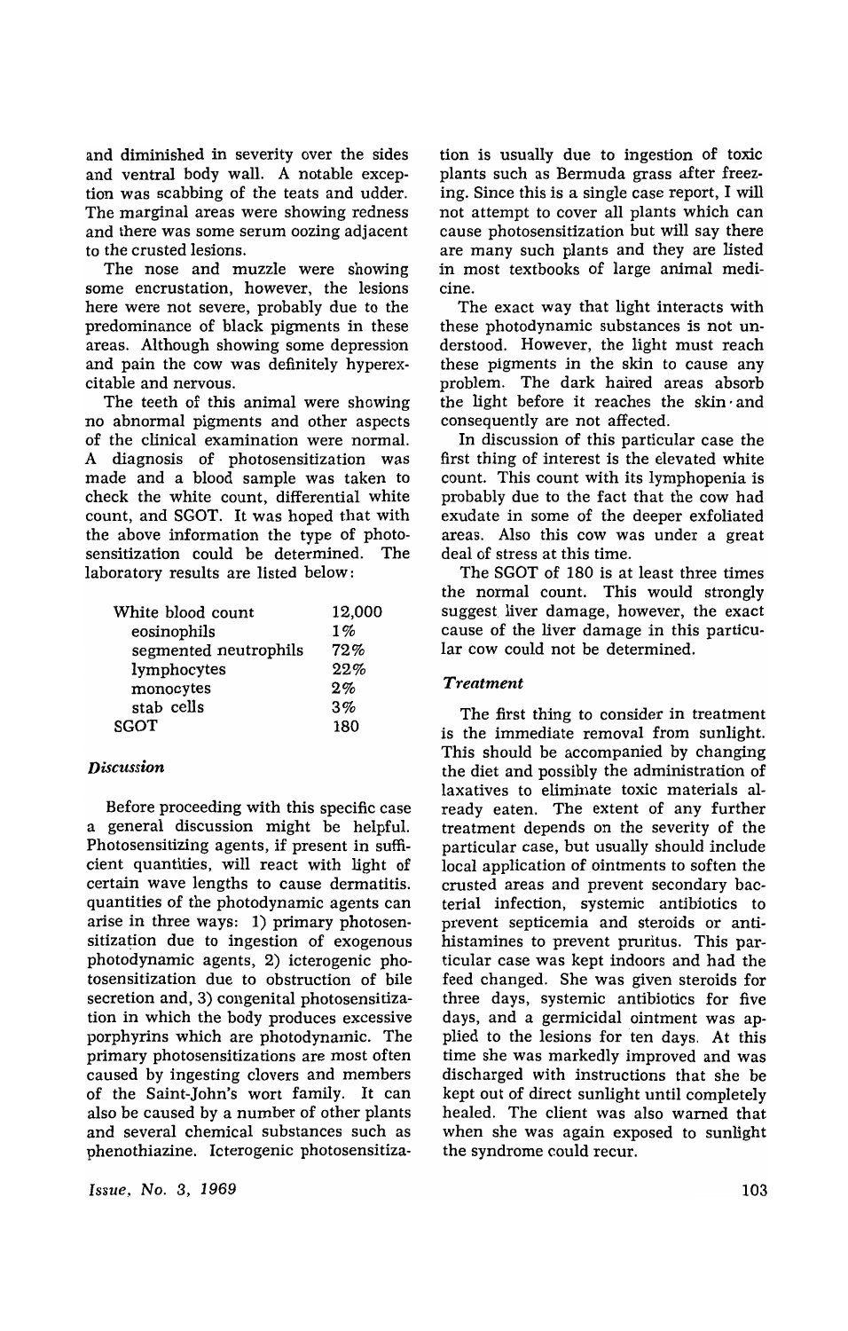and diminished in severity over the sides and ventral body wall. A notable exception was scabbing of the teats and udder. The marginal areas were showing redness and there was some serum oozing adjacent to the crusted lesions.

The nose and muzzle were showing some encrustation, however, the lesions here were not severe, probably due to the predominance of black pigments in these areas. Although showing some depression and pain the cow was definitely hyperexcitable and nervous.

The teeth of this animal were showing no abnormal pigments and other aspects of the clinical examination were normal. A diagnosis of photosensitization was made and a blood sample was taken to check the white count, differential white count, and SGOT. It was hoped that with the above information the type of photosensitization could be determined. The laboratory results are listed below:

| | |
|---|---|
| White blood count | 12,000 |
| eosinophils | 1% |
| segmented neutrophils | 72% |
| lymphocytes | 22% |
| monocytes | 2% |
| stab cells | 3% |
| SGOT | 180 |

### *Discussion*

Before proceeding with this specific case a general discussion might be helpful. Photosensitizing agents, if present in sufficient quantities, will react with light of certain wave lengths to cause dermatitis. quantities of the photodynamic agents can arise in three ways: 1) primary photosensitization due to ingestion of exogenous photodynamic agents, 2) icterogenic photosensitization due to obstruction of bile secretion and, 3) congenital photosensitization in which the body produces excessive porphyrins which are photodynamic. The primary photosensitizations are most often caused by ingesting clovers and members of the Saint-John's wort family. It can also be caused by a number of other plants and several chemical substances such as phenothiazine. Icterogenic photosensitization is usually due to ingestion of toxic plants such as Bermuda grass after freezing. Since this is a single case report, I will not attempt to cover all plants which can cause photosensitization but will say there are many such plants and they are listed in most textbooks of large animal medicine.

The exact way that light interacts with these photodynamic substances is not understood. However, the light must reach these pigments in the skin to cause any problem. The dark haired areas absorb the light before it reaches the skin and consequently are not affected.

In discussion of this particular case the first thing of interest is the elevated white count. This count with its lymphopenia is probably due to the fact that the cow had exudate in some of the deeper exfoliated areas. Also this cow was under a great deal of stress at this time.

The SGOT of 180 is at least three times the normal count. This would strongly suggest liver damage, however, the exact cause of the liver damage in this particular cow could not be determined.

### *Treatment*

The first thing to consider in treatment is the immediate removal from sunlight. This should be accompanied by changing the diet and possibly the administration of laxatives to eliminate toxic materials already eaten. The extent of any further treatment depends on the severity of the particular case, but usually should include local application of ointments to soften the crusted areas and prevent secondary bacterial infection, systemic antibiotics to prevent septicemia and steroids or antihistamines to prevent pruritus. This particular case was kept indoors and had the feed changed. She was given steroids for three days, systemic antibiotics for five days, and a germicidal ointment was applied to the lesions for ten days. At this time she was markedly improved and was discharged with instructions that she be kept out of direct sunlight until completely healed. The client was also warned that when she was again exposed to sunlight the syndrome could recur.